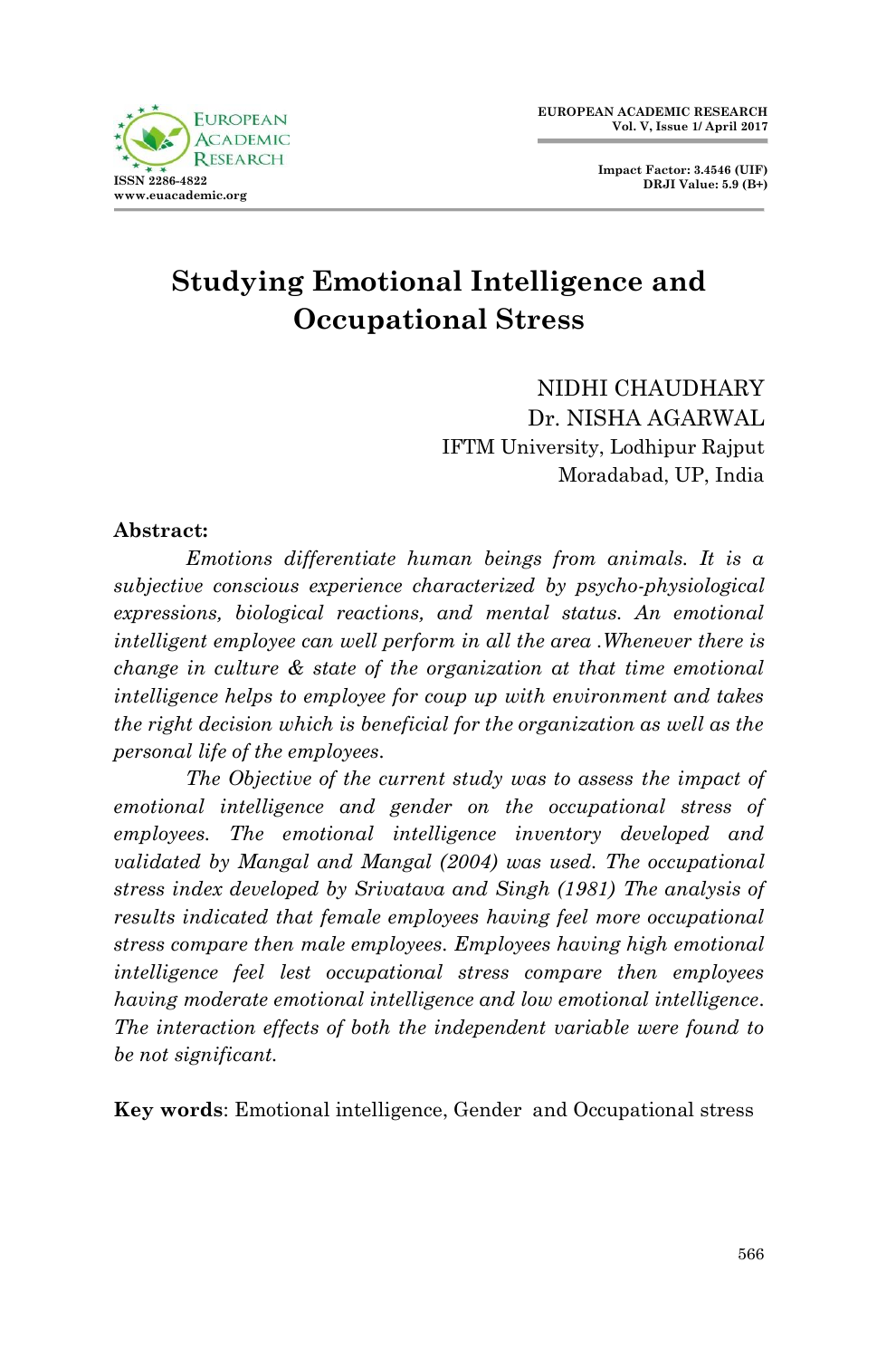# Studying Emotional Intelligence and Occupational Stress

NIDHI CHAUDHARY
Dr. NISHA AGARWAL
IFTM University, Lodhipur Rajput
Moradabad, UP, India

**Abstract:**

*Emotions differentiate human beings from animals. It is a subjective conscious experience characterized by psycho-physiological expressions, biological reactions, and mental status. An emotional intelligent employee can well perform in all the area .Whenever there is change in culture & state of the organization at that time emotional intelligence helps to employee for coup up with environment and takes the right decision which is beneficial for the organization as well as the personal life of the employees.*

*The Objective of the current study was to assess the impact of emotional intelligence and gender on the occupational stress of employees. The emotional intelligence inventory developed and validated by Mangal and Mangal (2004) was used. The occupational stress index developed by Srivatava and Singh (1981) The analysis of results indicated that female employees having feel more occupational stress compare then male employees. Employees having high emotional intelligence feel lest occupational stress compare then employees having moderate emotional intelligence and low emotional intelligence. The interaction effects of both the independent variable were found to be not significant.*

**Key words**: Emotional intelligence, Gender and Occupational stress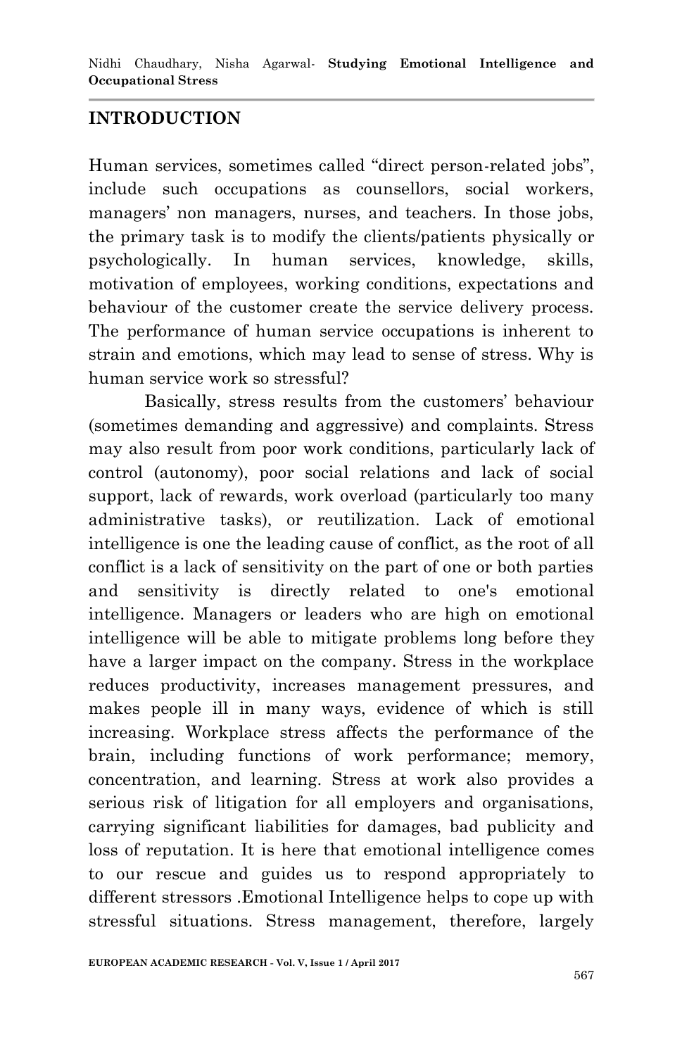## INTRODUCTION

Human services, sometimes called "direct person-related jobs", include such occupations as counsellors, social workers, managers' non managers, nurses, and teachers. In those jobs, the primary task is to modify the clients/patients physically or psychologically. In human services, knowledge, skills, motivation of employees, working conditions, expectations and behaviour of the customer create the service delivery process. The performance of human service occupations is inherent to strain and emotions, which may lead to sense of stress. Why is human service work so stressful?

Basically, stress results from the customers' behaviour (sometimes demanding and aggressive) and complaints. Stress may also result from poor work conditions, particularly lack of control (autonomy), poor social relations and lack of social support, lack of rewards, work overload (particularly too many administrative tasks), or reutilization. Lack of emotional intelligence is one the leading cause of conflict, as the root of all conflict is a lack of sensitivity on the part of one or both parties and sensitivity is directly related to one's emotional intelligence. Managers or leaders who are high on emotional intelligence will be able to mitigate problems long before they have a larger impact on the company. Stress in the workplace reduces productivity, increases management pressures, and makes people ill in many ways, evidence of which is still increasing. Workplace stress affects the performance of the brain, including functions of work performance; memory, concentration, and learning. Stress at work also provides a serious risk of litigation for all employers and organisations, carrying significant liabilities for damages, bad publicity and loss of reputation. It is here that emotional intelligence comes to our rescue and guides us to respond appropriately to different stressors .Emotional Intelligence helps to cope up with stressful situations. Stress management, therefore, largely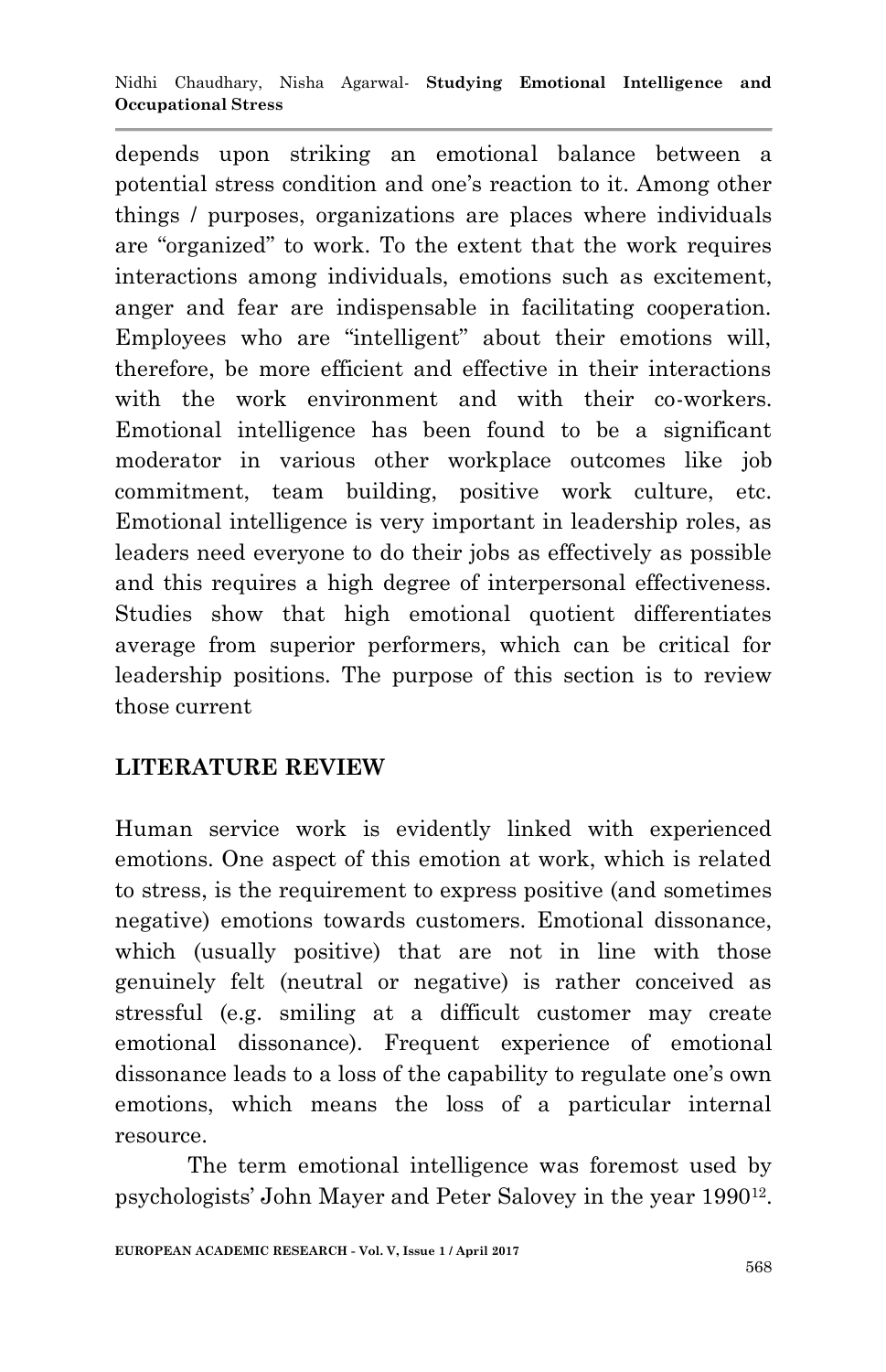depends upon striking an emotional balance between a potential stress condition and one's reaction to it. Among other things / purposes, organizations are places where individuals are "organized" to work. To the extent that the work requires interactions among individuals, emotions such as excitement, anger and fear are indispensable in facilitating cooperation. Employees who are "intelligent" about their emotions will, therefore, be more efficient and effective in their interactions with the work environment and with their co-workers. Emotional intelligence has been found to be a significant moderator in various other workplace outcomes like job commitment, team building, positive work culture, etc. Emotional intelligence is very important in leadership roles, as leaders need everyone to do their jobs as effectively as possible and this requires a high degree of interpersonal effectiveness. Studies show that high emotional quotient differentiates average from superior performers, which can be critical for leadership positions. The purpose of this section is to review those current

## LITERATURE REVIEW

Human service work is evidently linked with experienced emotions. One aspect of this emotion at work, which is related to stress, is the requirement to express positive (and sometimes negative) emotions towards customers. Emotional dissonance, which (usually positive) that are not in line with those genuinely felt (neutral or negative) is rather conceived as stressful (e.g. smiling at a difficult customer may create emotional dissonance). Frequent experience of emotional dissonance leads to a loss of the capability to regulate one's own emotions, which means the loss of a particular internal resource.

The term emotional intelligence was foremost used by psychologists' John Mayer and Peter Salovey in the year 1990[12].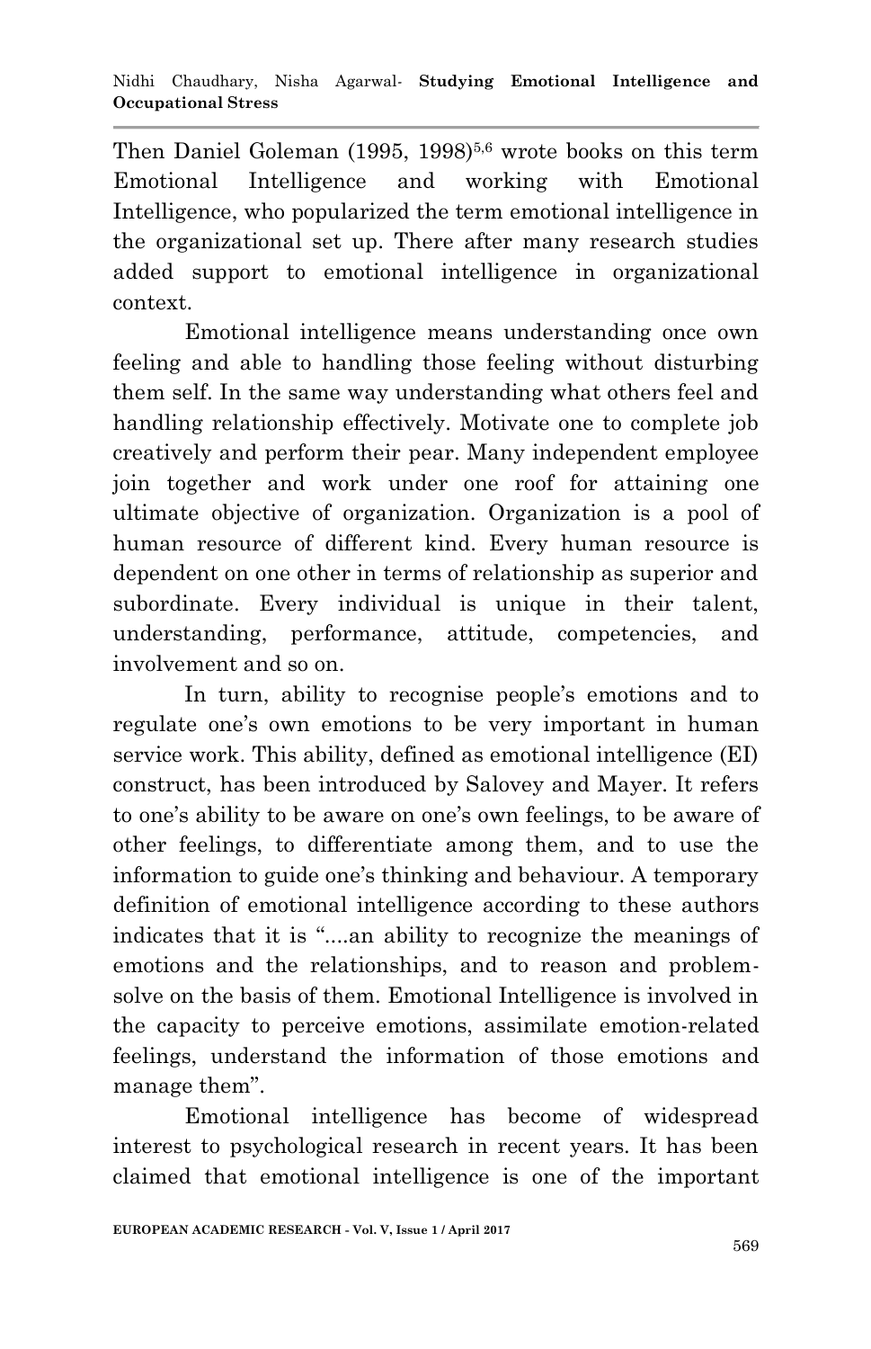Then Daniel Goleman (1995, 1998)[5,6] wrote books on this term Emotional Intelligence and working with Emotional Intelligence, who popularized the term emotional intelligence in the organizational set up. There after many research studies added support to emotional intelligence in organizational context.

Emotional intelligence means understanding once own feeling and able to handling those feeling without disturbing them self. In the same way understanding what others feel and handling relationship effectively. Motivate one to complete job creatively and perform their pear. Many independent employee join together and work under one roof for attaining one ultimate objective of organization. Organization is a pool of human resource of different kind. Every human resource is dependent on one other in terms of relationship as superior and subordinate. Every individual is unique in their talent, understanding, performance, attitude, competencies, and involvement and so on.

In turn, ability to recognise people's emotions and to regulate one's own emotions to be very important in human service work. This ability, defined as emotional intelligence (EI) construct, has been introduced by Salovey and Mayer. It refers to one's ability to be aware on one's own feelings, to be aware of other feelings, to differentiate among them, and to use the information to guide one's thinking and behaviour. A temporary definition of emotional intelligence according to these authors indicates that it is "....an ability to recognize the meanings of emotions and the relationships, and to reason and problem-solve on the basis of them. Emotional Intelligence is involved in the capacity to perceive emotions, assimilate emotion-related feelings, understand the information of those emotions and manage them".

Emotional intelligence has become of widespread interest to psychological research in recent years. It has been claimed that emotional intelligence is one of the important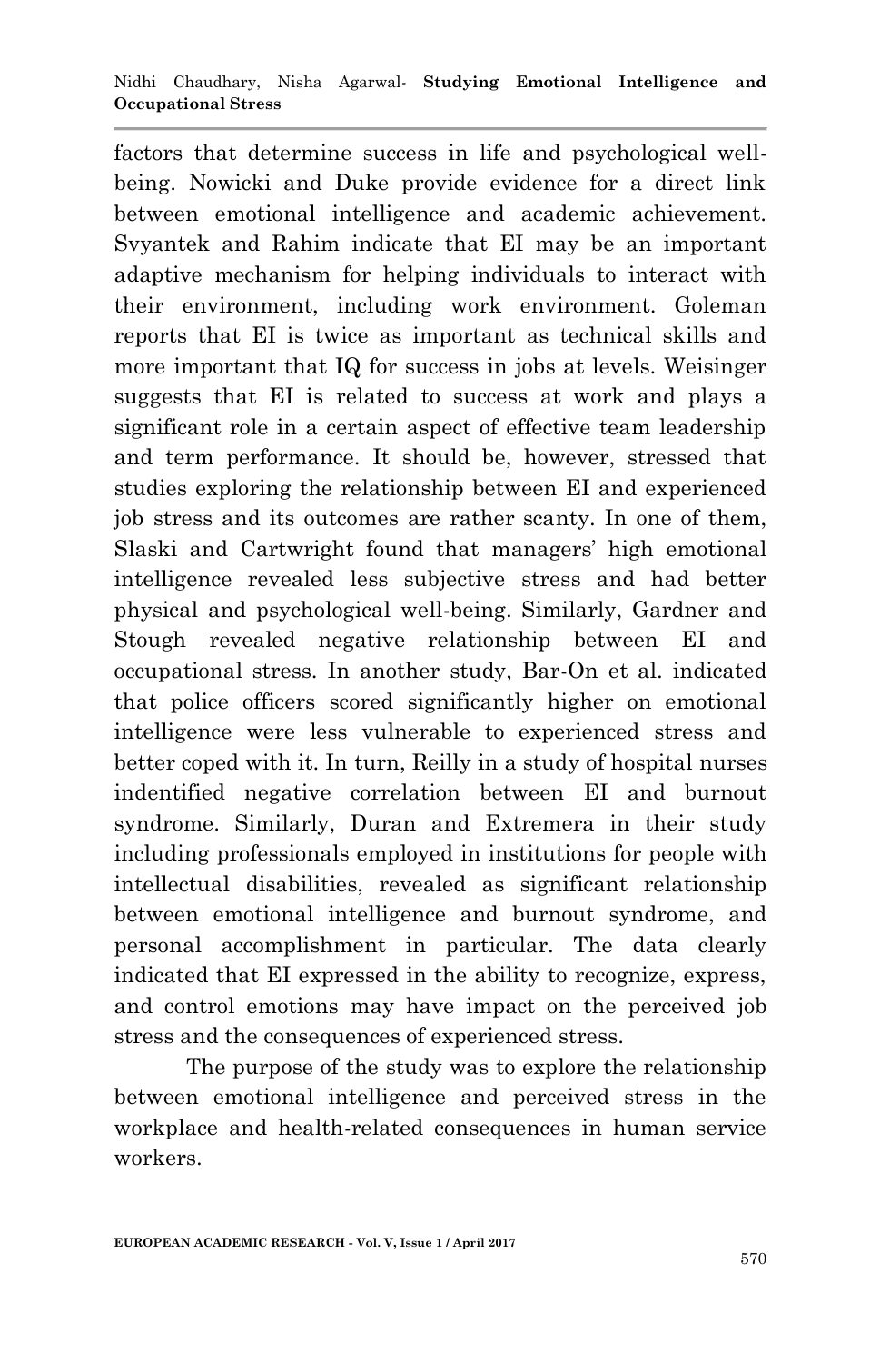factors that determine success in life and psychological well-being. Nowicki and Duke provide evidence for a direct link between emotional intelligence and academic achievement. Svyantek and Rahim indicate that EI may be an important adaptive mechanism for helping individuals to interact with their environment, including work environment. Goleman reports that EI is twice as important as technical skills and more important that IQ for success in jobs at levels. Weisinger suggests that EI is related to success at work and plays a significant role in a certain aspect of effective team leadership and term performance. It should be, however, stressed that studies exploring the relationship between EI and experienced job stress and its outcomes are rather scanty. In one of them, Slaski and Cartwright found that managers' high emotional intelligence revealed less subjective stress and had better physical and psychological well-being. Similarly, Gardner and Stough revealed negative relationship between EI and occupational stress. In another study, Bar-On et al. indicated that police officers scored significantly higher on emotional intelligence were less vulnerable to experienced stress and better coped with it. In turn, Reilly in a study of hospital nurses indentified negative correlation between EI and burnout syndrome. Similarly, Duran and Extremera in their study including professionals employed in institutions for people with intellectual disabilities, revealed as significant relationship between emotional intelligence and burnout syndrome, and personal accomplishment in particular. The data clearly indicated that EI expressed in the ability to recognize, express, and control emotions may have impact on the perceived job stress and the consequences of experienced stress.

The purpose of the study was to explore the relationship between emotional intelligence and perceived stress in the workplace and health-related consequences in human service workers.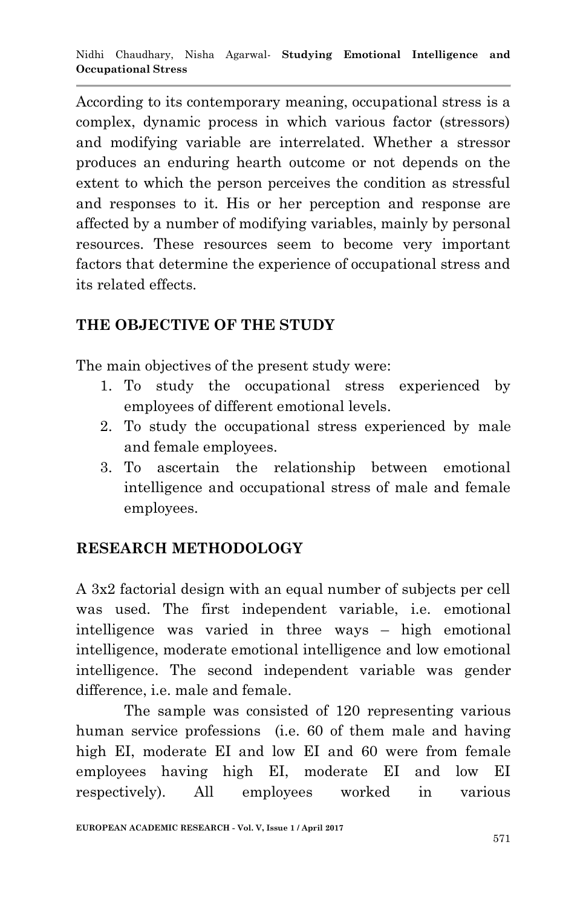According to its contemporary meaning, occupational stress is a complex, dynamic process in which various factor (stressors) and modifying variable are interrelated. Whether a stressor produces an enduring hearth outcome or not depends on the extent to which the person perceives the condition as stressful and responses to it. His or her perception and response are affected by a number of modifying variables, mainly by personal resources. These resources seem to become very important factors that determine the experience of occupational stress and its related effects.

## THE OBJECTIVE OF THE STUDY

The main objectives of the present study were:

1. To study the occupational stress experienced by employees of different emotional levels.
2. To study the occupational stress experienced by male and female employees.
3. To ascertain the relationship between emotional intelligence and occupational stress of male and female employees.

## RESEARCH METHODOLOGY

A 3x2 factorial design with an equal number of subjects per cell was used. The first independent variable, i.e. emotional intelligence was varied in three ways – high emotional intelligence, moderate emotional intelligence and low emotional intelligence. The second independent variable was gender difference, i.e. male and female.

The sample was consisted of 120 representing various human service professions (i.e. 60 of them male and having high EI, moderate EI and low EI and 60 were from female employees having high EI, moderate EI and low EI respectively). All employees worked in various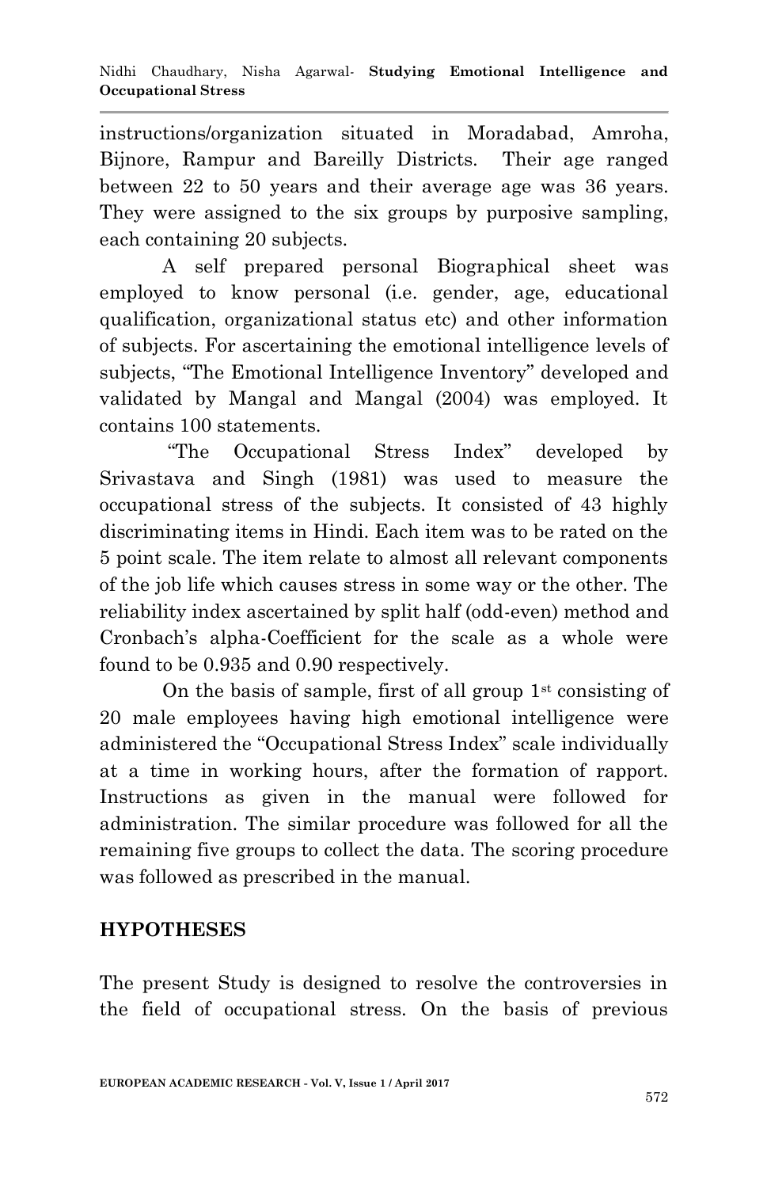instructions/organization situated in Moradabad, Amroha, Bijnore, Rampur and Bareilly Districts. Their age ranged between 22 to 50 years and their average age was 36 years. They were assigned to the six groups by purposive sampling, each containing 20 subjects.

A self prepared personal Biographical sheet was employed to know personal (i.e. gender, age, educational qualification, organizational status etc) and other information of subjects. For ascertaining the emotional intelligence levels of subjects, "The Emotional Intelligence Inventory" developed and validated by Mangal and Mangal (2004) was employed. It contains 100 statements.

"The Occupational Stress Index" developed by Srivastava and Singh (1981) was used to measure the occupational stress of the subjects. It consisted of 43 highly discriminating items in Hindi. Each item was to be rated on the 5 point scale. The item relate to almost all relevant components of the job life which causes stress in some way or the other. The reliability index ascertained by split half (odd-even) method and Cronbach's alpha-Coefficient for the scale as a whole were found to be 0.935 and 0.90 respectively.

On the basis of sample, first of all group 1st consisting of 20 male employees having high emotional intelligence were administered the "Occupational Stress Index" scale individually at a time in working hours, after the formation of rapport. Instructions as given in the manual were followed for administration. The similar procedure was followed for all the remaining five groups to collect the data. The scoring procedure was followed as prescribed in the manual.

## HYPOTHESES

The present Study is designed to resolve the controversies in the field of occupational stress. On the basis of previous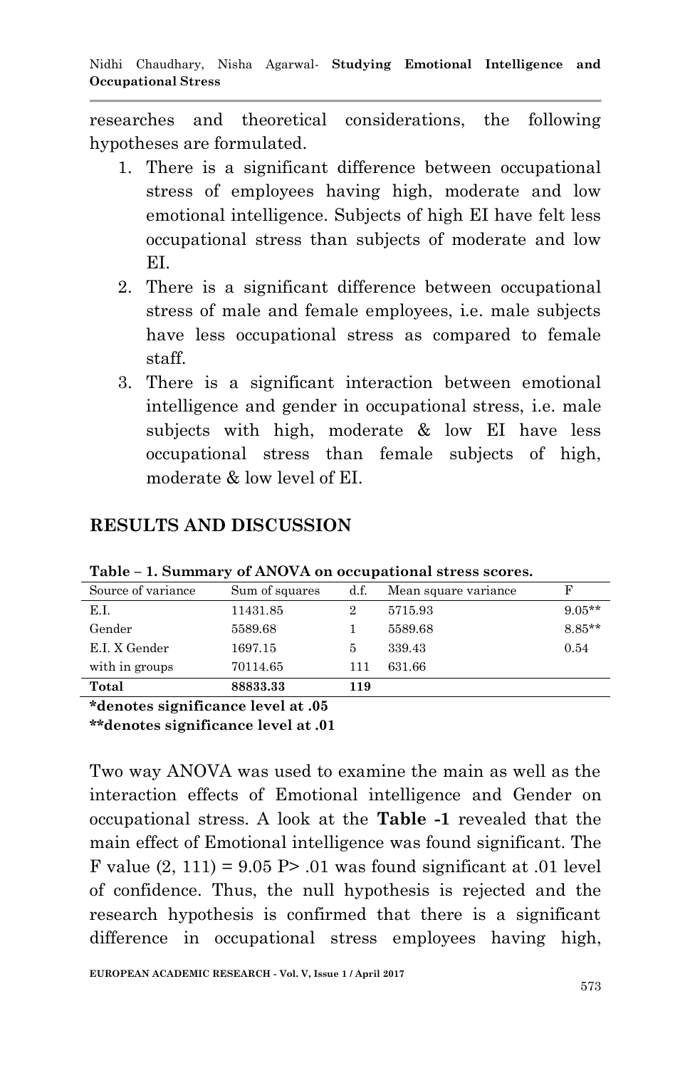researches and theoretical considerations, the following hypotheses are formulated.

1. There is a significant difference between occupational stress of employees having high, moderate and low emotional intelligence. Subjects of high EI have felt less occupational stress than subjects of moderate and low EI.
2. There is a significant difference between occupational stress of male and female employees, i.e. male subjects have less occupational stress as compared to female staff.
3. There is a significant interaction between emotional intelligence and gender in occupational stress, i.e. male subjects with high, moderate & low EI have less occupational stress than female subjects of high, moderate & low level of EI.

## RESULTS AND DISCUSSION

**Table – 1. Summary of ANOVA on occupational stress scores.**

| Source of variance | Sum of squares | d.f. | Mean square variance | F |
|---|---|---|---|---|
| E.I. | 11431.85 | 2 | 5715.93 | 9.05** |
| Gender | 5589.68 | 1 | 5589.68 | 8.85** |
| E.I. X Gender | 1697.15 | 5 | 339.43 | 0.54 |
| with in groups | 70114.65 | 111 | 631.66 | |
| **Total** | **88833.33** | **119** | | |

***denotes significance level at .05**
****denotes significance level at .01**

Two way ANOVA was used to examine the main as well as the interaction effects of Emotional intelligence and Gender on occupational stress. A look at the **Table -1** revealed that the main effect of Emotional intelligence was found significant. The F value (2, 111) = 9.05 P> .01 was found significant at .01 level of confidence. Thus, the null hypothesis is rejected and the research hypothesis is confirmed that there is a significant difference in occupational stress employees having high,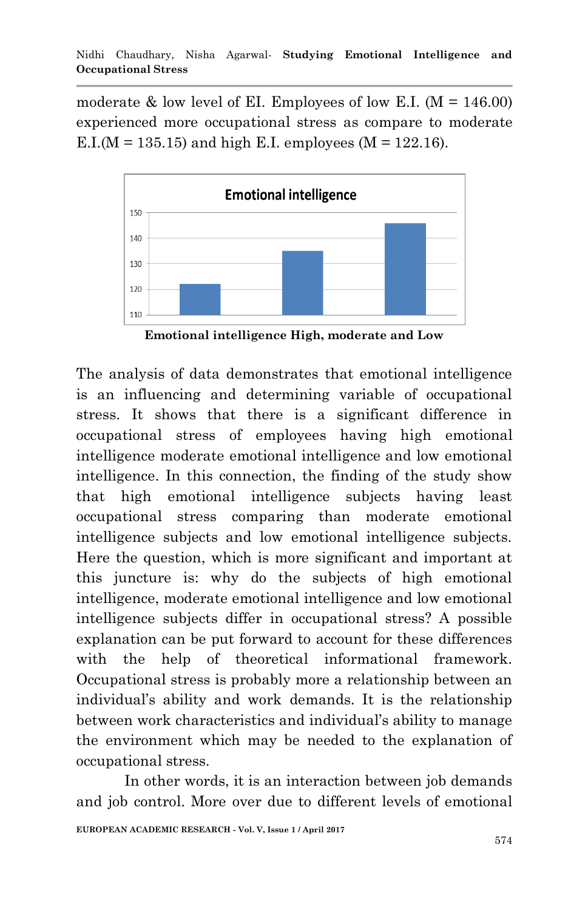moderate & low level of EI. Employees of low E.I. (M = 146.00) experienced more occupational stress as compare to moderate E.I.(M = 135.15) and high E.I. employees (M = 122.16).

**Emotional intelligence High, moderate and Low**

The analysis of data demonstrates that emotional intelligence is an influencing and determining variable of occupational stress. It shows that there is a significant difference in occupational stress of employees having high emotional intelligence moderate emotional intelligence and low emotional intelligence. In this connection, the finding of the study show that high emotional intelligence subjects having least occupational stress comparing than moderate emotional intelligence subjects and low emotional intelligence subjects. Here the question, which is more significant and important at this juncture is: why do the subjects of high emotional intelligence, moderate emotional intelligence and low emotional intelligence subjects differ in occupational stress? A possible explanation can be put forward to account for these differences with the help of theoretical informational framework. Occupational stress is probably more a relationship between an individual's ability and work demands. It is the relationship between work characteristics and individual's ability to manage the environment which may be needed to the explanation of occupational stress.

In other words, it is an interaction between job demands and job control. More over due to different levels of emotional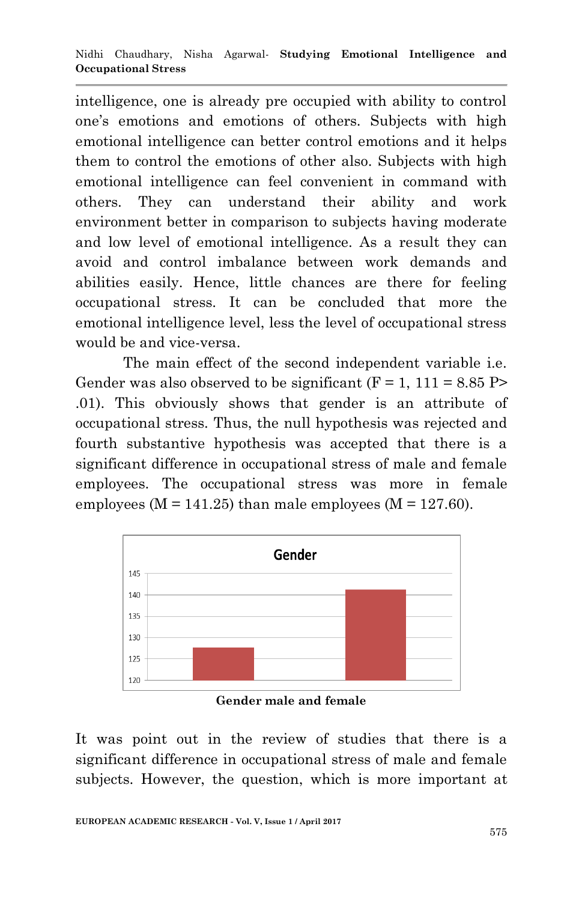intelligence, one is already pre occupied with ability to control one's emotions and emotions of others. Subjects with high emotional intelligence can better control emotions and it helps them to control the emotions of other also. Subjects with high emotional intelligence can feel convenient in command with others. They can understand their ability and work environment better in comparison to subjects having moderate and low level of emotional intelligence. As a result they can avoid and control imbalance between work demands and abilities easily. Hence, little chances are there for feeling occupational stress. It can be concluded that more the emotional intelligence level, less the level of occupational stress would be and vice-versa.

The main effect of the second independent variable i.e. Gender was also observed to be significant ($F = 1, 111 = 8.85$ $P > .01$). This obviously shows that gender is an attribute of occupational stress. Thus, the null hypothesis was rejected and fourth substantive hypothesis was accepted that there is a significant difference in occupational stress of male and female employees. The occupational stress was more in female employees ($M = 141.25$) than male employees ($M = 127.60$).

**Gender male and female**

It was point out in the review of studies that there is a significant difference in occupational stress of male and female subjects. However, the question, which is more important at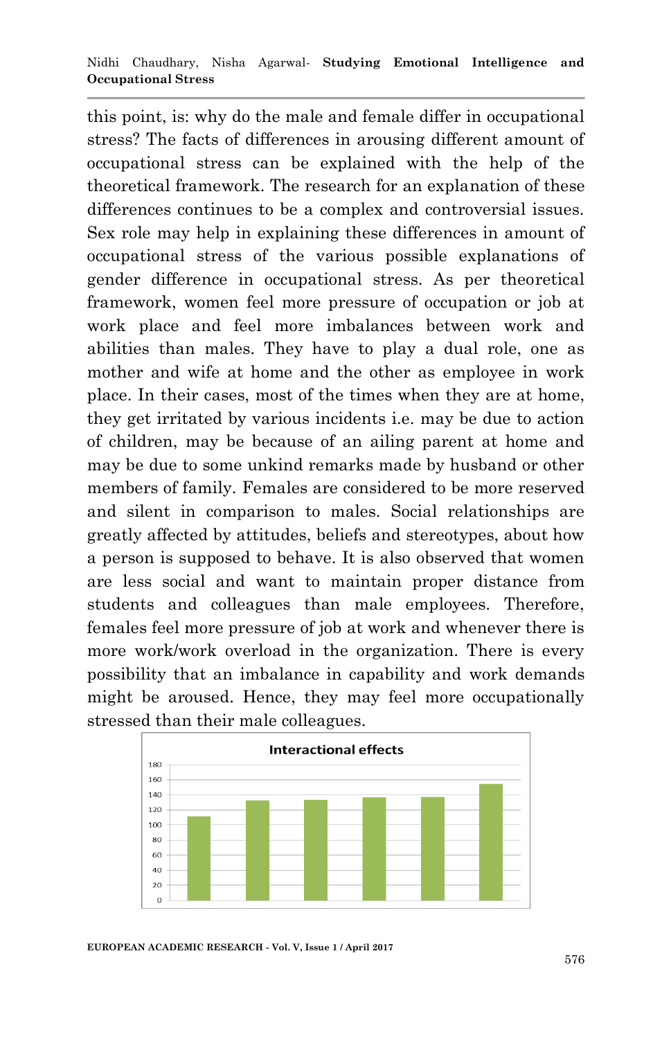this point, is: why do the male and female differ in occupational stress? The facts of differences in arousing different amount of occupational stress can be explained with the help of the theoretical framework. The research for an explanation of these differences continues to be a complex and controversial issues. Sex role may help in explaining these differences in amount of occupational stress of the various possible explanations of gender difference in occupational stress. As per theoretical framework, women feel more pressure of occupation or job at work place and feel more imbalances between work and abilities than males. They have to play a dual role, one as mother and wife at home and the other as employee in work place. In their cases, most of the times when they are at home, they get irritated by various incidents i.e. may be due to action of children, may be because of an ailing parent at home and may be due to some unkind remarks made by husband or other members of family. Females are considered to be more reserved and silent in comparison to males. Social relationships are greatly affected by attitudes, beliefs and stereotypes, about how a person is supposed to behave. It is also observed that women are less social and want to maintain proper distance from students and colleagues than male employees. Therefore, females feel more pressure of job at work and whenever there is more work/work overload in the organization. There is every possibility that an imbalance in capability and work demands might be aroused. Hence, they may feel more occupationally stressed than their male colleagues.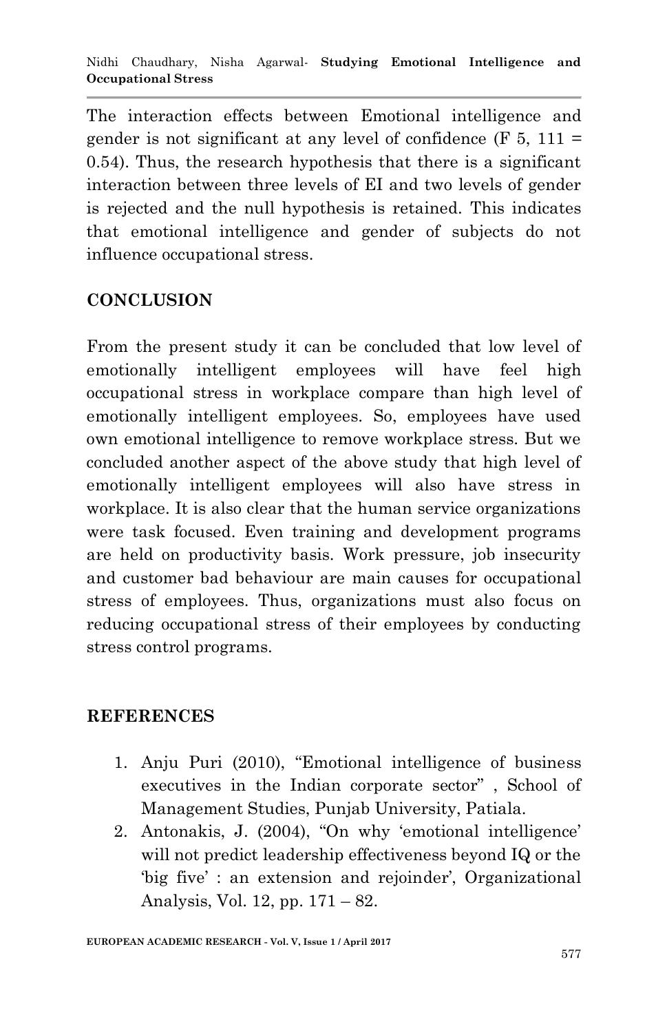The interaction effects between Emotional intelligence and gender is not significant at any level of confidence ($F_{5, 111} = 0.54$). Thus, the research hypothesis that there is a significant interaction between three levels of EI and two levels of gender is rejected and the null hypothesis is retained. This indicates that emotional intelligence and gender of subjects do not influence occupational stress.

## CONCLUSION

From the present study it can be concluded that low level of emotionally intelligent employees will have feel high occupational stress in workplace compare than high level of emotionally intelligent employees. So, employees have used own emotional intelligence to remove workplace stress. But we concluded another aspect of the above study that high level of emotionally intelligent employees will also have stress in workplace. It is also clear that the human service organizations were task focused. Even training and development programs are held on productivity basis. Work pressure, job insecurity and customer bad behaviour are main causes for occupational stress of employees. Thus, organizations must also focus on reducing occupational stress of their employees by conducting stress control programs.

## REFERENCES

1. Anju Puri (2010), "Emotional intelligence of business executives in the Indian corporate sector" , School of Management Studies, Punjab University, Patiala.
2. Antonakis, J. (2004), "On why 'emotional intelligence' will not predict leadership effectiveness beyond IQ or the 'big five' : an extension and rejoinder', Organizational Analysis, Vol. 12, pp. 171 – 82.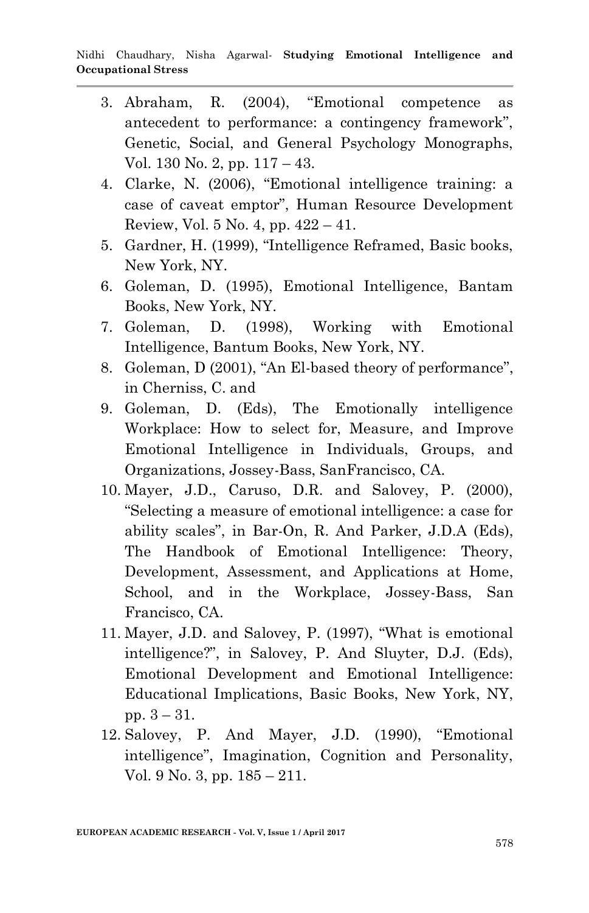3. Abraham, R. (2004), “Emotional competence as antecedent to performance: a contingency framework”, Genetic, Social, and General Psychology Monographs, Vol. 130 No. 2, pp. 117 – 43.
4. Clarke, N. (2006), “Emotional intelligence training: a case of caveat emptor”, Human Resource Development Review, Vol. 5 No. 4, pp. 422 – 41.
5. Gardner, H. (1999), “Intelligence Reframed, Basic books, New York, NY.
6. Goleman, D. (1995), Emotional Intelligence, Bantam Books, New York, NY.
7. Goleman, D. (1998), Working with Emotional Intelligence, Bantum Books, New York, NY.
8. Goleman, D (2001), “An El-based theory of performance”, in Cherniss, C. and
9. Goleman, D. (Eds), The Emotionally intelligence Workplace: How to select for, Measure, and Improve Emotional Intelligence in Individuals, Groups, and Organizations, Jossey-Bass, SanFrancisco, CA.
10. Mayer, J.D., Caruso, D.R. and Salovey, P. (2000), “Selecting a measure of emotional intelligence: a case for ability scales”, in Bar-On, R. And Parker, J.D.A (Eds), The Handbook of Emotional Intelligence: Theory, Development, Assessment, and Applications at Home, School, and in the Workplace, Jossey-Bass, San Francisco, CA.
11. Mayer, J.D. and Salovey, P. (1997), “What is emotional intelligence?”, in Salovey, P. And Sluyter, D.J. (Eds), Emotional Development and Emotional Intelligence: Educational Implications, Basic Books, New York, NY, pp. 3 – 31.
12. Salovey, P. And Mayer, J.D. (1990), “Emotional intelligence”, Imagination, Cognition and Personality, Vol. 9 No. 3, pp. 185 – 211.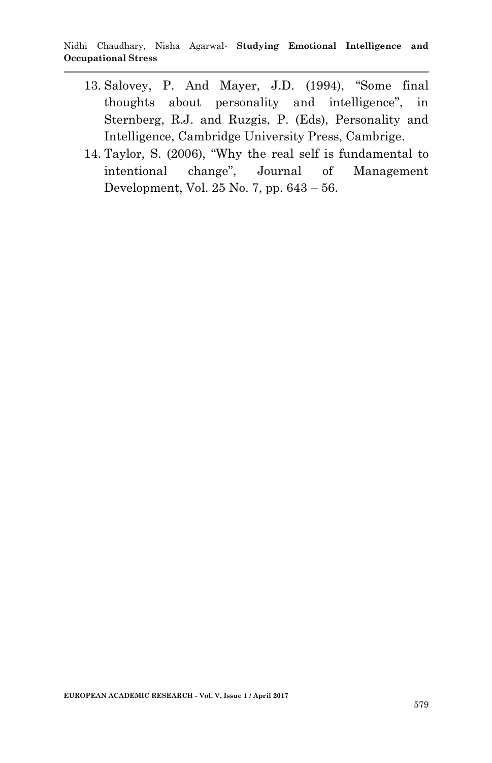13. Salovey, P. And Mayer, J.D. (1994), "Some final thoughts about personality and intelligence", in Sternberg, R.J. and Ruzgis, P. (Eds), Personality and Intelligence, Cambridge University Press, Cambrige.
14. Taylor, S. (2006), "Why the real self is fundamental to intentional change", Journal of Management Development, Vol. 25 No. 7, pp. 643 – 56.